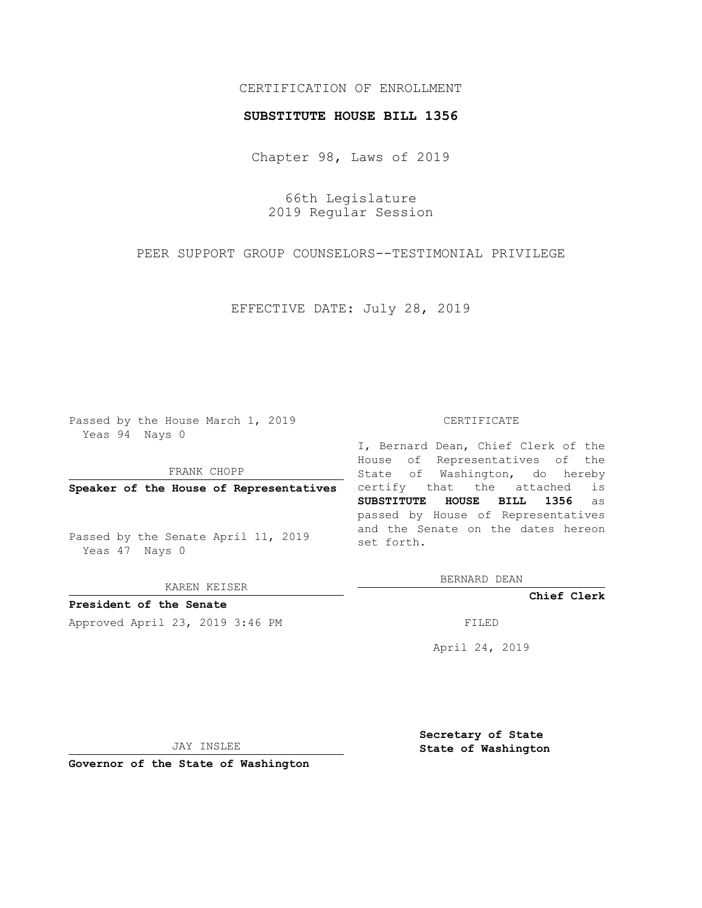CERTIFICATION OF ENROLLMENT

**SUBSTITUTE HOUSE BILL 1356**

Chapter 98, Laws of 2019

66th Legislature
2019 Regular Session

PEER SUPPORT GROUP COUNSELORS--TESTIMONIAL PRIVILEGE

EFFECTIVE DATE: July 28, 2019

Passed by the House March 1, 2019
Yeas 94 Nays 0

FRANK CHOPP

**Speaker of the House of Representatives**

Passed by the Senate April 11, 2019
Yeas 47 Nays 0

KAREN KEISER

**President of the Senate**

Approved April 23, 2019 3:46 PM

JAY INSLEE

**Governor of the State of Washington**

CERTIFICATE

I, Bernard Dean, Chief Clerk of the House of Representatives of the State of Washington, do hereby certify that the attached is **SUBSTITUTE HOUSE BILL 1356** as passed by House of Representatives and the Senate on the dates hereon set forth.

BERNARD DEAN

**Chief Clerk**

FILED

April 24, 2019

**Secretary of State**
**State of Washington**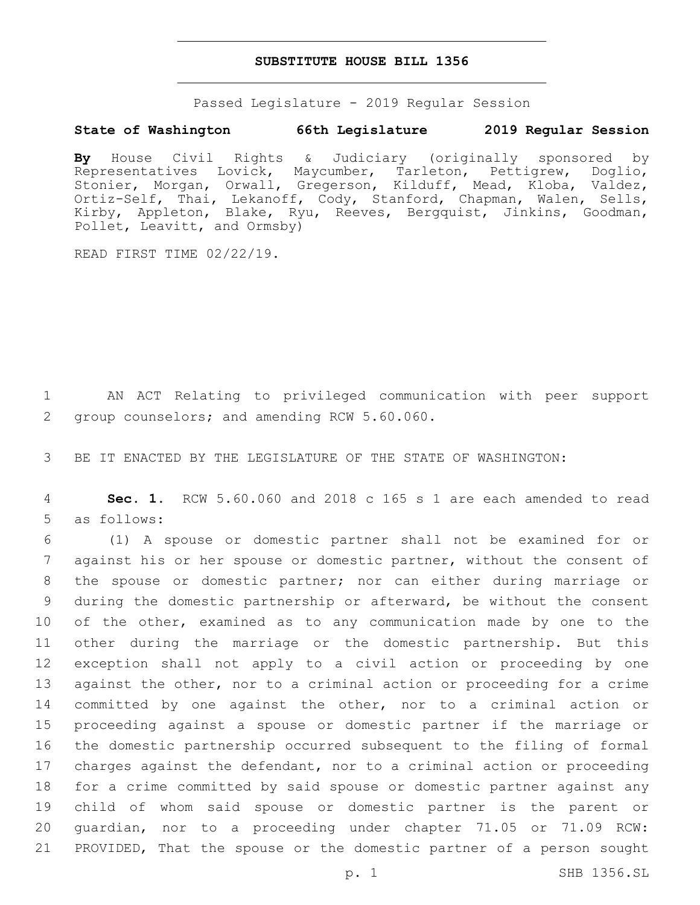# SUBSTITUTE HOUSE BILL 1356

Passed Legislature - 2019 Regular Session

**State of Washington 66th Legislature 2019 Regular Session**

**By** House Civil Rights & Judiciary (originally sponsored by Representatives Lovick, Maycumber, Tarleton, Pettigrew, Doglio, Stonier, Morgan, Orwall, Gregerson, Kilduff, Mead, Kloba, Valdez, Ortiz-Self, Thai, Lekanoff, Cody, Stanford, Chapman, Walen, Sells, Kirby, Appleton, Blake, Ryu, Reeves, Bergquist, Jinkins, Goodman, Pollet, Leavitt, and Ormsby)

READ FIRST TIME 02/22/19.

1 AN ACT Relating to privileged communication with peer support 2 group counselors; and amending RCW 5.60.060.

3 BE IT ENACTED BY THE LEGISLATURE OF THE STATE OF WASHINGTON:

4 **Sec. 1.** RCW 5.60.060 and 2018 c 165 s 1 are each amended to read 5 as follows:

6 (1) A spouse or domestic partner shall not be examined for or 7 against his or her spouse or domestic partner, without the consent of 8 the spouse or domestic partner; nor can either during marriage or 9 during the domestic partnership or afterward, be without the consent 10 of the other, examined as to any communication made by one to the 11 other during the marriage or the domestic partnership. But this 12 exception shall not apply to a civil action or proceeding by one 13 against the other, nor to a criminal action or proceeding for a crime 14 committed by one against the other, nor to a criminal action or 15 proceeding against a spouse or domestic partner if the marriage or 16 the domestic partnership occurred subsequent to the filing of formal 17 charges against the defendant, nor to a criminal action or proceeding 18 for a crime committed by said spouse or domestic partner against any 19 child of whom said spouse or domestic partner is the parent or 20 guardian, nor to a proceeding under chapter 71.05 or 71.09 RCW: 21 PROVIDED, That the spouse or the domestic partner of a person sought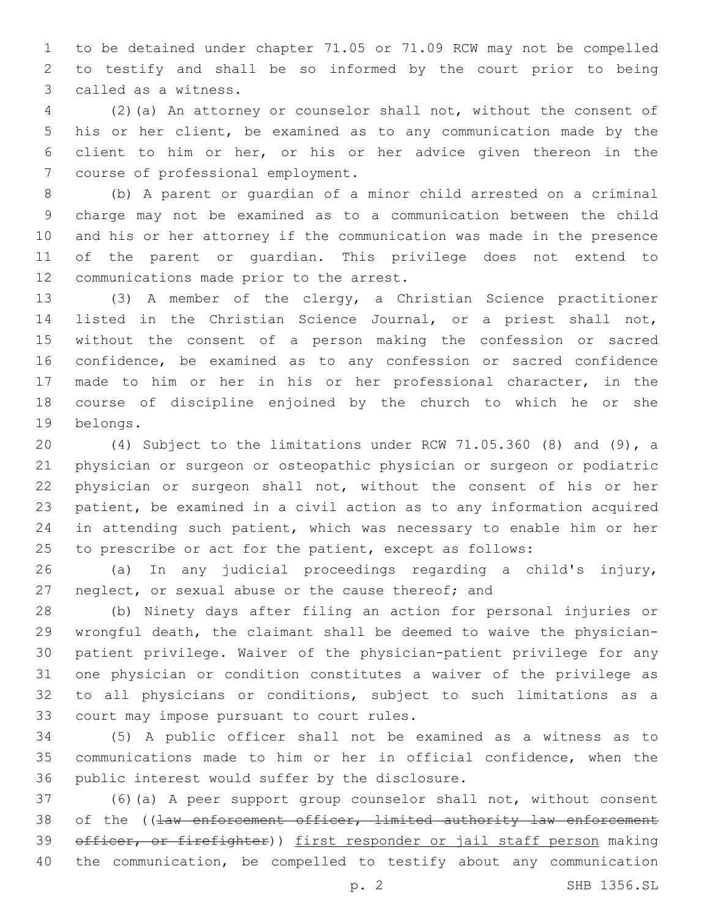to be detained under chapter 71.05 or 71.09 RCW may not be compelled to testify and shall be so informed by the court prior to being called as a witness.

(2)(a) An attorney or counselor shall not, without the consent of his or her client, be examined as to any communication made by the client to him or her, or his or her advice given thereon in the course of professional employment.

(b) A parent or guardian of a minor child arrested on a criminal charge may not be examined as to a communication between the child and his or her attorney if the communication was made in the presence of the parent or guardian. This privilege does not extend to communications made prior to the arrest.

(3) A member of the clergy, a Christian Science practitioner listed in the Christian Science Journal, or a priest shall not, without the consent of a person making the confession or sacred confidence, be examined as to any confession or sacred confidence made to him or her in his or her professional character, in the course of discipline enjoined by the church to which he or she belongs.

(4) Subject to the limitations under RCW 71.05.360 (8) and (9), a physician or surgeon or osteopathic physician or surgeon or podiatric physician or surgeon shall not, without the consent of his or her patient, be examined in a civil action as to any information acquired in attending such patient, which was necessary to enable him or her to prescribe or act for the patient, except as follows:

(a) In any judicial proceedings regarding a child's injury, neglect, or sexual abuse or the cause thereof; and

(b) Ninety days after filing an action for personal injuries or wrongful death, the claimant shall be deemed to waive the physician-patient privilege. Waiver of the physician-patient privilege for any one physician or condition constitutes a waiver of the privilege as to all physicians or conditions, subject to such limitations as a court may impose pursuant to court rules.

(5) A public officer shall not be examined as a witness as to communications made to him or her in official confidence, when the public interest would suffer by the disclosure.

(6)(a) A peer support group counselor shall not, without consent of the ((~~law enforcement officer, limited authority law enforcement officer, or firefighter~~)) <u>first responder or jail staff person</u> making the communication, be compelled to testify about any communication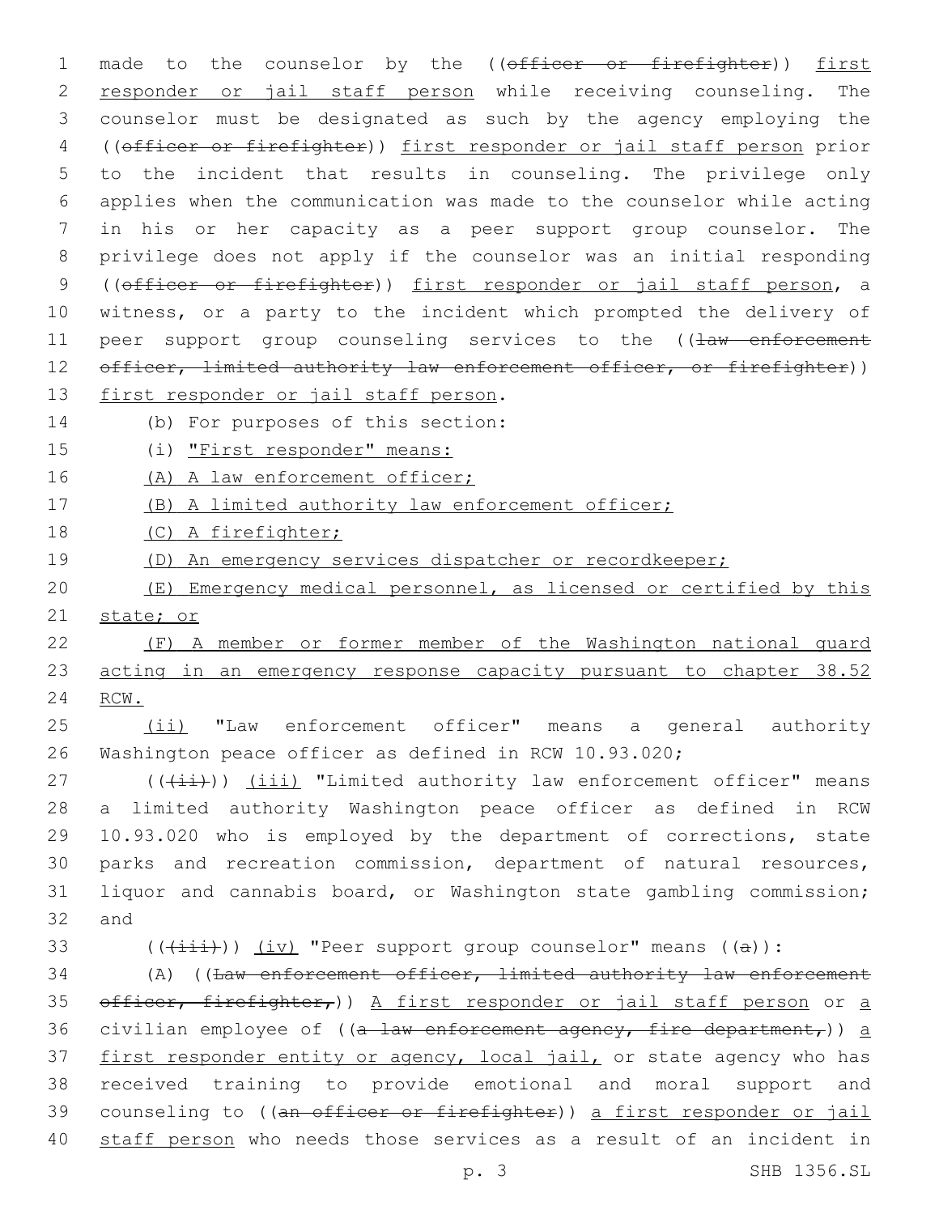made to the counselor by the ((~~officer or firefighter~~)) <u>first responder or jail staff person</u> while receiving counseling. The counselor must be designated as such by the agency employing the ((~~officer or firefighter~~)) <u>first responder or jail staff person</u> prior to the incident that results in counseling. The privilege only applies when the communication was made to the counselor while acting in his or her capacity as a peer support group counselor. The privilege does not apply if the counselor was an initial responding ((~~officer or firefighter~~)) <u>first responder or jail staff person</u>, a witness, or a party to the incident which prompted the delivery of peer support group counseling services to the ((~~law enforcement officer, limited authority law enforcement officer, or firefighter~~)) <u>first responder or jail staff person</u>.

(b) For purposes of this section:

(i) <u>"First responder" means:</u>

<u>(A) A law enforcement officer;</u>

<u>(B) A limited authority law enforcement officer;</u>

<u>(C) A firefighter;</u>

<u>(D) An emergency services dispatcher or recordkeeper;</u>

<u>(E) Emergency medical personnel, as licensed or certified by this state; or</u>

<u>(F) A member or former member of the Washington national guard acting in an emergency response capacity pursuant to chapter 38.52 RCW.</u>

<u>(ii)</u> "Law enforcement officer" means a general authority Washington peace officer as defined in RCW 10.93.020;

((~~(ii)~~)) <u>(iii)</u> "Limited authority law enforcement officer" means a limited authority Washington peace officer as defined in RCW 10.93.020 who is employed by the department of corrections, state parks and recreation commission, department of natural resources, liquor and cannabis board, or Washington state gambling commission; and

((~~(iii)~~)) <u>(iv)</u> "Peer support group counselor" means ((~~a~~)):

(A) ((~~Law enforcement officer, limited authority law enforcement officer, firefighter,~~)) <u>A first responder or jail staff person</u> or <u>a</u> civilian employee of ((~~a law enforcement agency, fire department,~~)) <u>a first responder entity or agency, local jail,</u> or state agency who has received training to provide emotional and moral support and counseling to ((~~an officer or firefighter~~)) <u>a first responder or jail staff person</u> who needs those services as a result of an incident in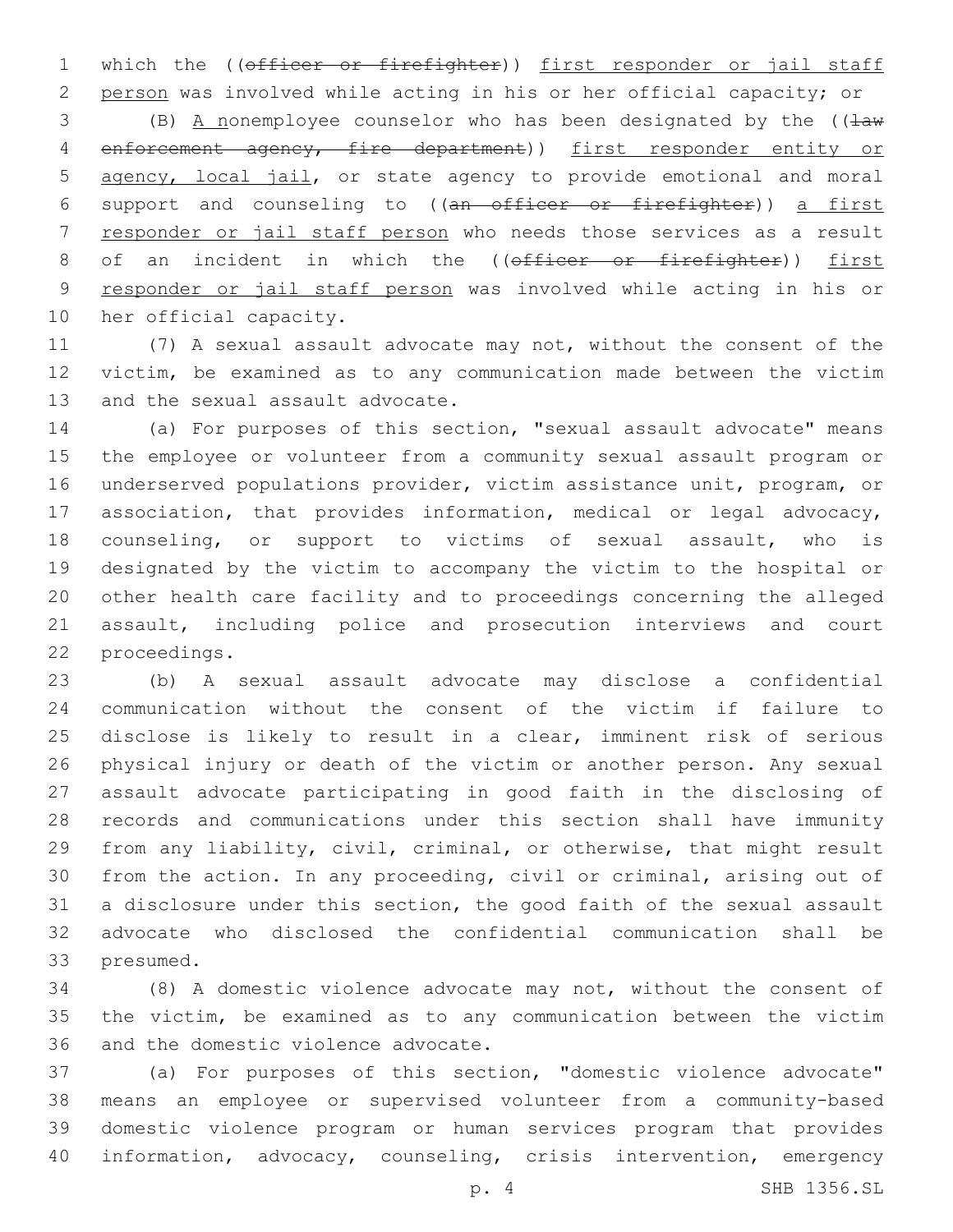which the ((~~officer or firefighter~~)) <u>first responder or jail staff person</u> was involved while acting in his or her official capacity; or

(B) <u>A n</u>onemployee counselor who has been designated by the ((~~law enforcement agency, fire department~~)) <u>first responder entity or agency, local jail</u>, or state agency to provide emotional and moral support and counseling to ((~~an officer or firefighter~~)) <u>a first responder or jail staff person</u> who needs those services as a result of an incident in which the ((~~officer or firefighter~~)) <u>first responder or jail staff person</u> was involved while acting in his or her official capacity.

(7) A sexual assault advocate may not, without the consent of the victim, be examined as to any communication made between the victim and the sexual assault advocate.

(a) For purposes of this section, "sexual assault advocate" means the employee or volunteer from a community sexual assault program or underserved populations provider, victim assistance unit, program, or association, that provides information, medical or legal advocacy, counseling, or support to victims of sexual assault, who is designated by the victim to accompany the victim to the hospital or other health care facility and to proceedings concerning the alleged assault, including police and prosecution interviews and court proceedings.

(b) A sexual assault advocate may disclose a confidential communication without the consent of the victim if failure to disclose is likely to result in a clear, imminent risk of serious physical injury or death of the victim or another person. Any sexual assault advocate participating in good faith in the disclosing of records and communications under this section shall have immunity from any liability, civil, criminal, or otherwise, that might result from the action. In any proceeding, civil or criminal, arising out of a disclosure under this section, the good faith of the sexual assault advocate who disclosed the confidential communication shall be presumed.

(8) A domestic violence advocate may not, without the consent of the victim, be examined as to any communication between the victim and the domestic violence advocate.

(a) For purposes of this section, "domestic violence advocate" means an employee or supervised volunteer from a community-based domestic violence program or human services program that provides information, advocacy, counseling, crisis intervention, emergency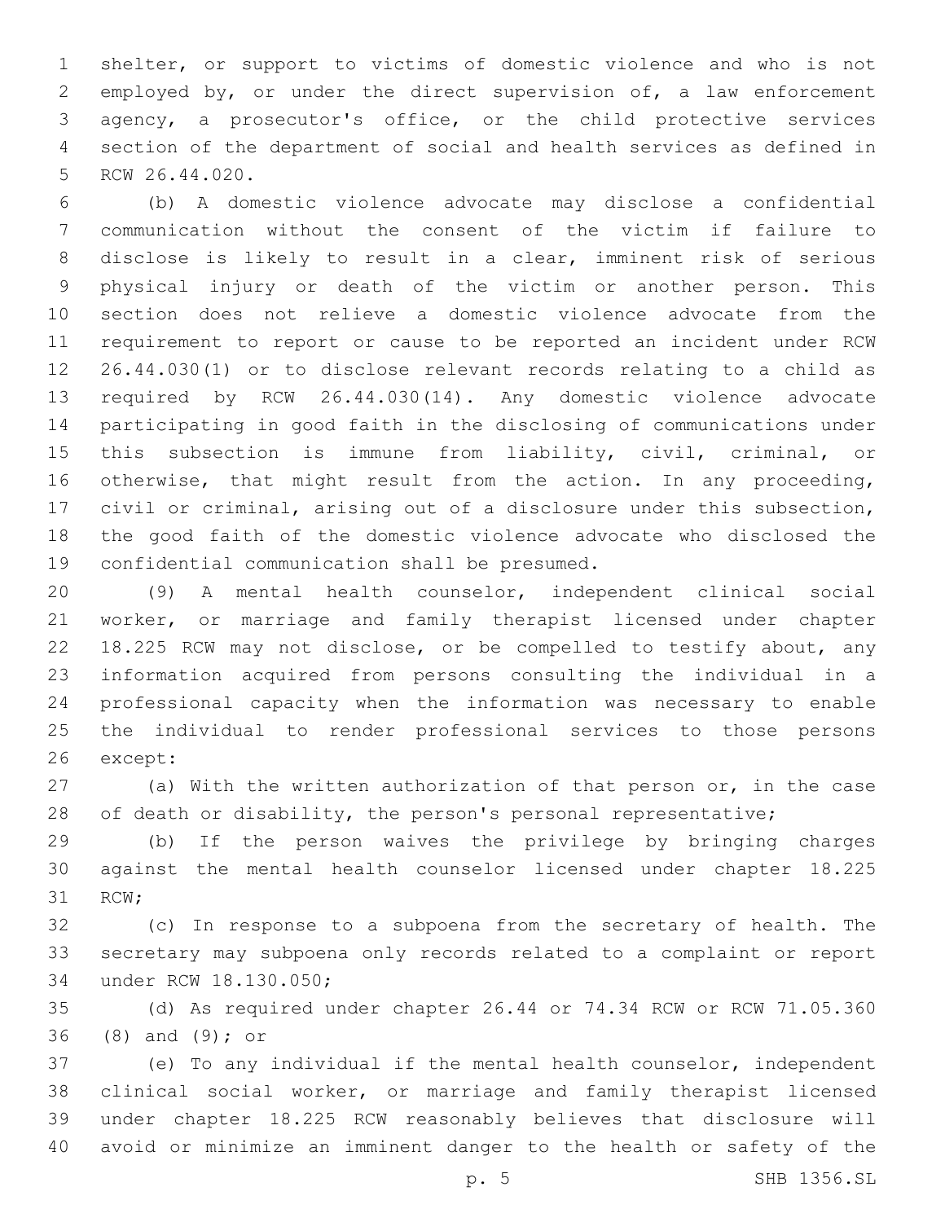shelter, or support to victims of domestic violence and who is not employed by, or under the direct supervision of, a law enforcement agency, a prosecutor's office, or the child protective services section of the department of social and health services as defined in RCW 26.44.020.

(b) A domestic violence advocate may disclose a confidential communication without the consent of the victim if failure to disclose is likely to result in a clear, imminent risk of serious physical injury or death of the victim or another person. This section does not relieve a domestic violence advocate from the requirement to report or cause to be reported an incident under RCW 26.44.030(1) or to disclose relevant records relating to a child as required by RCW 26.44.030(14). Any domestic violence advocate participating in good faith in the disclosing of communications under this subsection is immune from liability, civil, criminal, or otherwise, that might result from the action. In any proceeding, civil or criminal, arising out of a disclosure under this subsection, the good faith of the domestic violence advocate who disclosed the confidential communication shall be presumed.

(9) A mental health counselor, independent clinical social worker, or marriage and family therapist licensed under chapter 18.225 RCW may not disclose, or be compelled to testify about, any information acquired from persons consulting the individual in a professional capacity when the information was necessary to enable the individual to render professional services to those persons except:

(a) With the written authorization of that person or, in the case of death or disability, the person's personal representative;

(b) If the person waives the privilege by bringing charges against the mental health counselor licensed under chapter 18.225 RCW;

(c) In response to a subpoena from the secretary of health. The secretary may subpoena only records related to a complaint or report under RCW 18.130.050;

(d) As required under chapter 26.44 or 74.34 RCW or RCW 71.05.360 (8) and (9); or

(e) To any individual if the mental health counselor, independent clinical social worker, or marriage and family therapist licensed under chapter 18.225 RCW reasonably believes that disclosure will avoid or minimize an imminent danger to the health or safety of the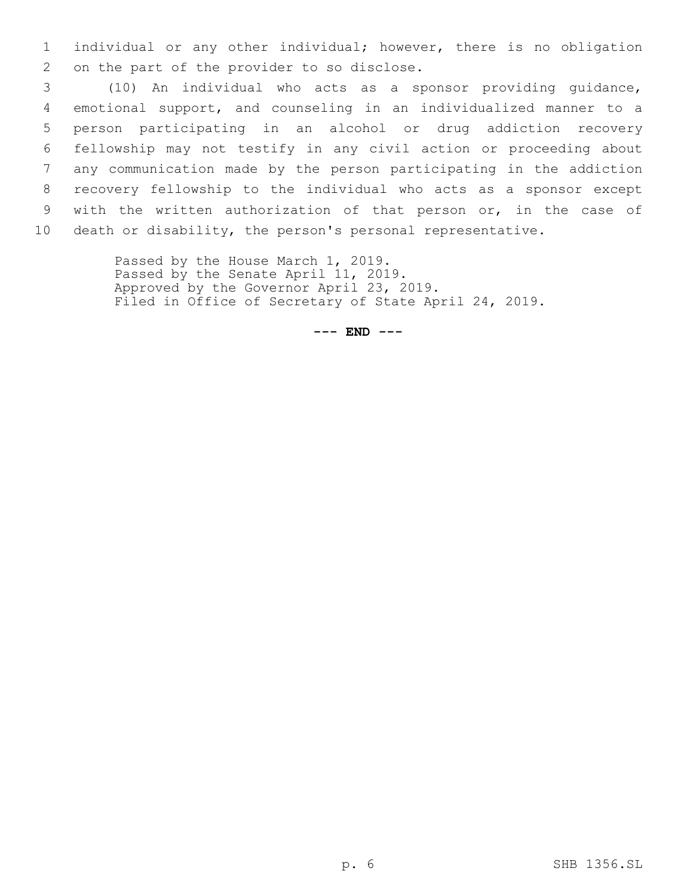individual or any other individual; however, there is no obligation on the part of the provider to so disclose.

(10) An individual who acts as a sponsor providing guidance, emotional support, and counseling in an individualized manner to a person participating in an alcohol or drug addiction recovery fellowship may not testify in any civil action or proceeding about any communication made by the person participating in the addiction recovery fellowship to the individual who acts as a sponsor except with the written authorization of that person or, in the case of death or disability, the person's personal representative.

Passed by the House March 1, 2019.
Passed by the Senate April 11, 2019.
Approved by the Governor April 23, 2019.
Filed in Office of Secretary of State April 24, 2019.

**--- END ---**